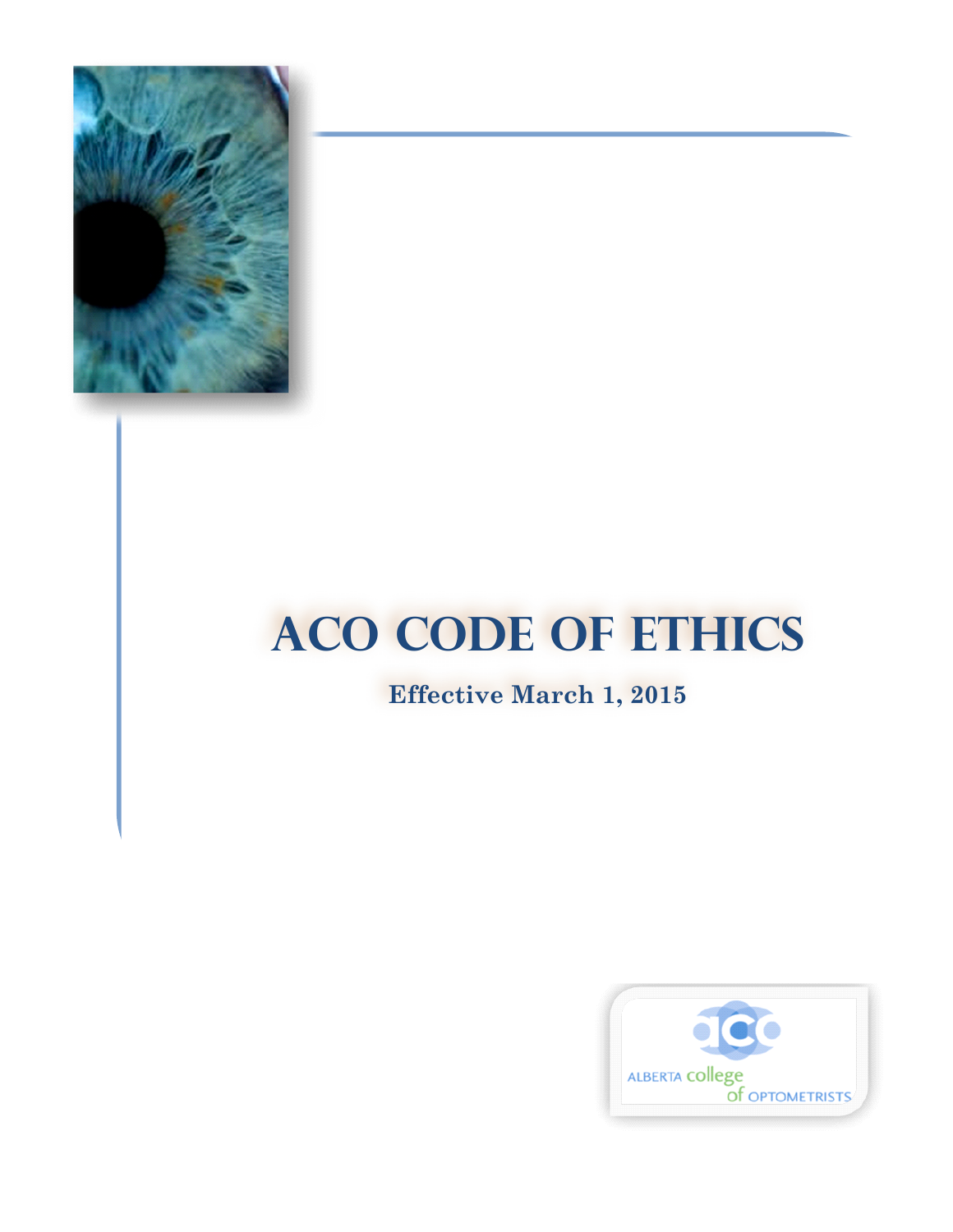# ACO CODE OF ETHICS

**Effective March 1, 2015**

ALBERTA college of OPTOMETRISTS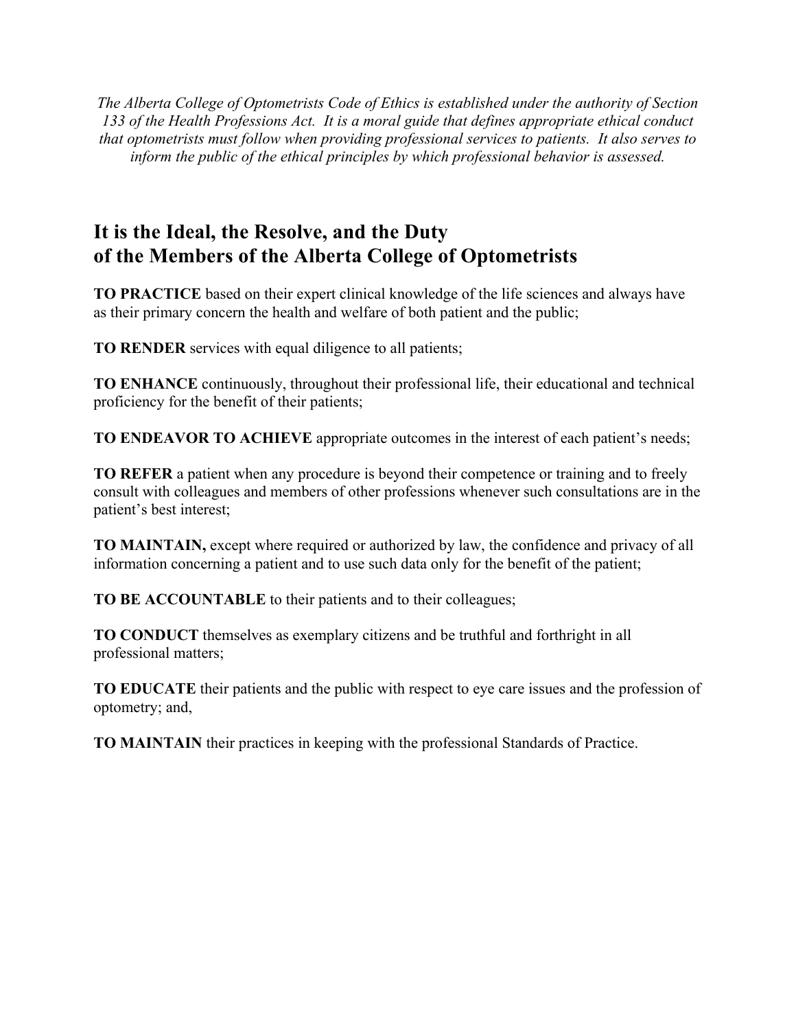*The Alberta College of Optometrists Code of Ethics is established under the authority of Section 133 of the Health Professions Act. It is a moral guide that defines appropriate ethical conduct that optometrists must follow when providing professional services to patients. It also serves to inform the public of the ethical principles by which professional behavior is assessed.*

## It is the Ideal, the Resolve, and the Duty of the Members of the Alberta College of Optometrists

**TO PRACTICE** based on their expert clinical knowledge of the life sciences and always have as their primary concern the health and welfare of both patient and the public;

**TO RENDER** services with equal diligence to all patients;

**TO ENHANCE** continuously, throughout their professional life, their educational and technical proficiency for the benefit of their patients;

**TO ENDEAVOR TO ACHIEVE** appropriate outcomes in the interest of each patient's needs;

**TO REFER** a patient when any procedure is beyond their competence or training and to freely consult with colleagues and members of other professions whenever such consultations are in the patient's best interest;

**TO MAINTAIN,** except where required or authorized by law, the confidence and privacy of all information concerning a patient and to use such data only for the benefit of the patient;

**TO BE ACCOUNTABLE** to their patients and to their colleagues;

**TO CONDUCT** themselves as exemplary citizens and be truthful and forthright in all professional matters;

**TO EDUCATE** their patients and the public with respect to eye care issues and the profession of optometry; and,

**TO MAINTAIN** their practices in keeping with the professional Standards of Practice.